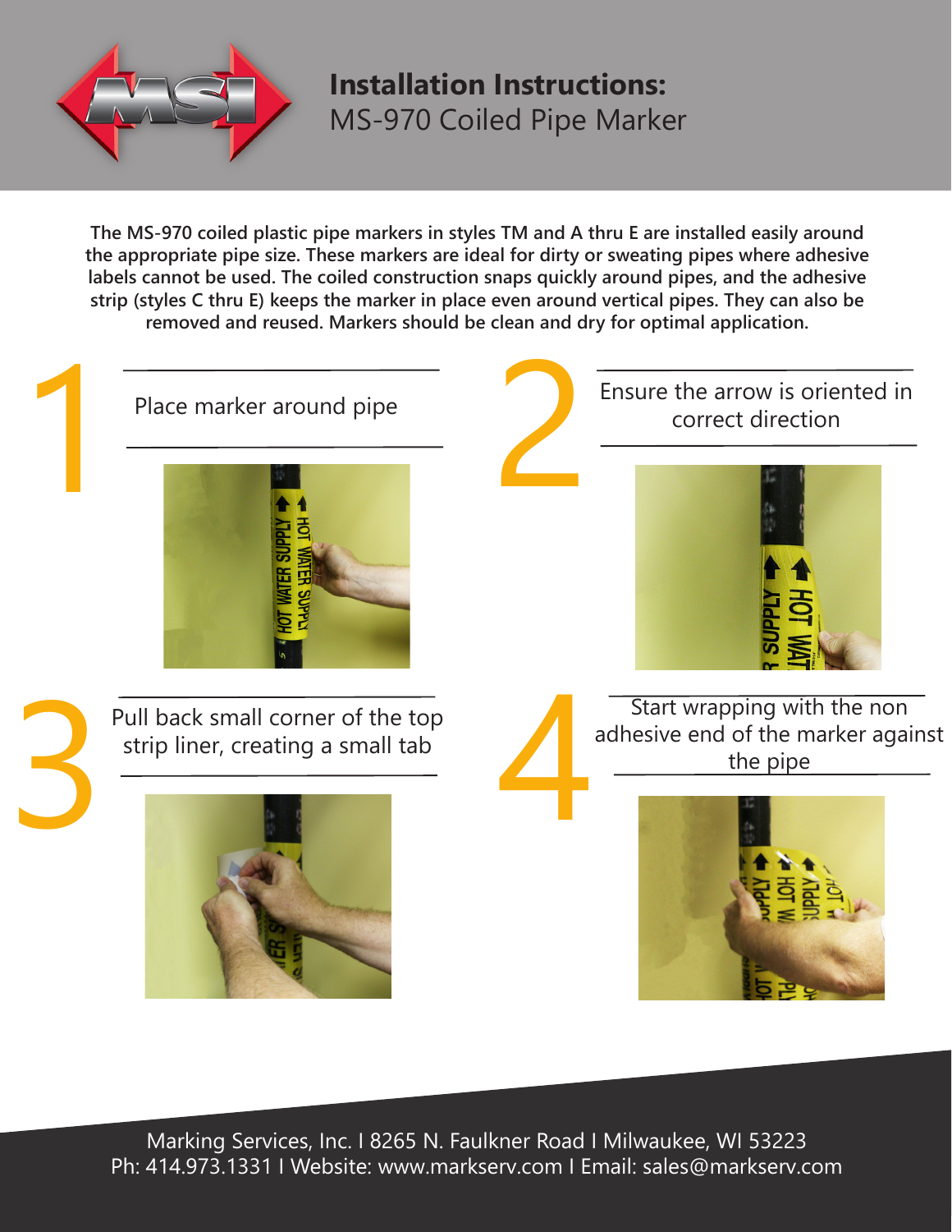# Installation Instructions:
## MS-970 Coiled Pipe Marker

**The MS-970 coiled plastic pipe markers in styles TM and A thru E are installed easily around the appropriate pipe size. These markers are ideal for dirty or sweating pipes where adhesive labels cannot be used. The coiled construction snaps quickly around pipes, and the adhesive strip (styles C thru E) keeps the marker in place even around vertical pipes. They can also be removed and reused. Markers should be clean and dry for optimal application.**

1. Place marker around pipe

2. Ensure the arrow is oriented in correct direction

3. Pull back small corner of the top strip liner, creating a small tab

4. Start wrapping with the non adhesive end of the marker against the pipe

Marking Services, Inc. I 8265 N. Faulkner Road I Milwaukee, WI 53223
Ph: 414.973.1331 I Website: www.markserv.com I Email: sales@markserv.com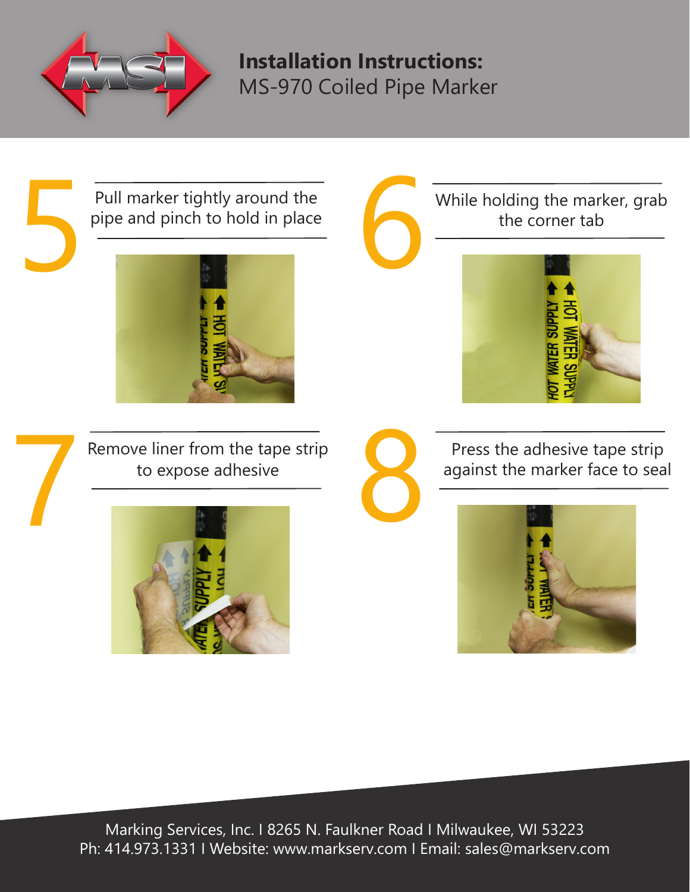# Installation Instructions:
MS-970 Coiled Pipe Marker

5 Pull marker tightly around the pipe and pinch to hold in place

6 While holding the marker, grab the corner tab

7 Remove liner from the tape strip to expose adhesive

8 Press the adhesive tape strip against the marker face to seal

Marking Services, Inc. I 8265 N. Faulkner Road I Milwaukee, WI 53223
Ph: 414.973.1331 I Website: www.markserv.com I Email: sales@markserv.com